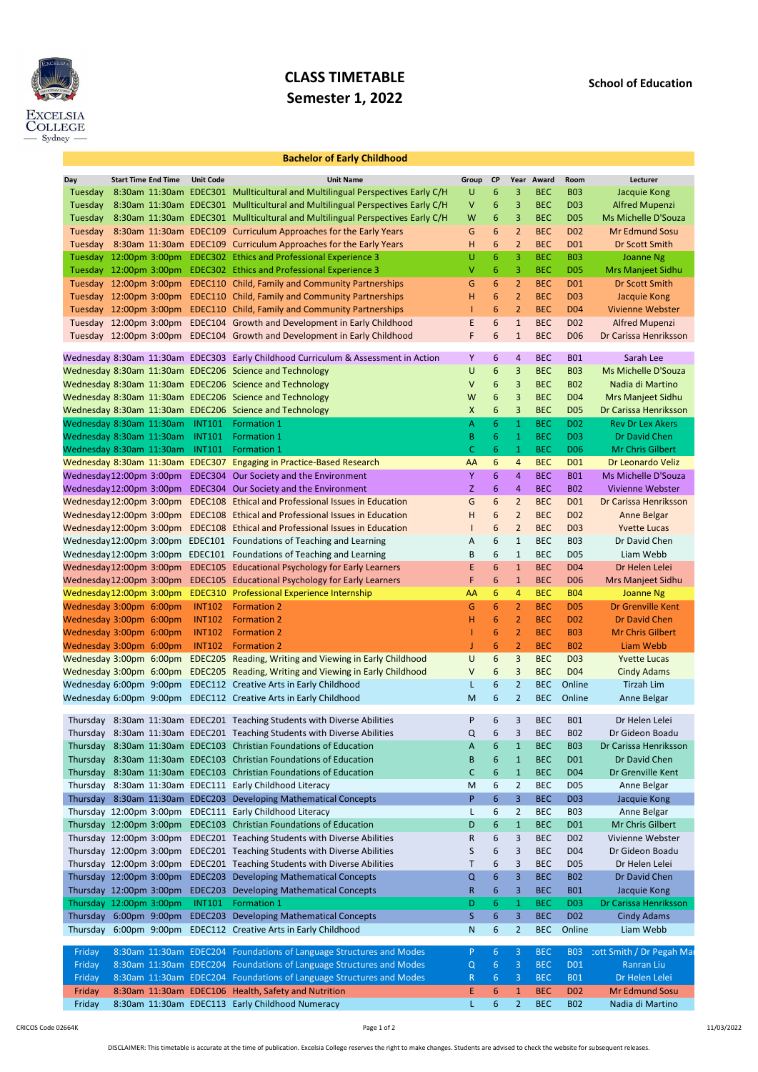# CLASS TIMETABLE
## Semester 1, 2022

**School of Education**

### Bachelor of Early Childhood

| Day | Start Time | End Time | Unit Code | Unit Name | Group | CP | Year | Award | Room | Lecturer |
|---|---|---|---|---|---|---|---|---|---|---|
| Tuesday | 8:30am | 11:30am | EDEC301 | Mullticultural and Multilingual Perspectives Early C/H | U | 6 | 3 | BEC | B03 | Jacquie Kong |
| Tuesday | 8:30am | 11:30am | EDEC301 | Mullticultural and Multilingual Perspectives Early C/H | V | 6 | 3 | BEC | D03 | Alfred Mupenzi |
| Tuesday | 8:30am | 11:30am | EDEC301 | Mullticultural and Multilingual Perspectives Early C/H | W | 6 | 3 | BEC | D05 | Ms Michelle D'Souza |
| Tuesday | 8:30am | 11:30am | EDEC109 | Curriculum Approaches for the Early Years | G | 6 | 2 | BEC | D02 | Mr Edmund Sosu |
| Tuesday | 8:30am | 11:30am | EDEC109 | Curriculum Approaches for the Early Years | H | 6 | 2 | BEC | D01 | Dr Scott Smith |
| Tuesday | 12:00pm | 3:00pm | EDEC302 | Ethics and Professional Experience 3 | U | 6 | 3 | BEC | B03 | Joanne Ng |
| Tuesday | 12:00pm | 3:00pm | EDEC302 | Ethics and Professional Experience 3 | V | 6 | 3 | BEC | D05 | Mrs Manjeet Sidhu |
| Tuesday | 12:00pm | 3:00pm | EDEC110 | Child, Family and Community Partnerships | G | 6 | 2 | BEC | D01 | Dr Scott Smith |
| Tuesday | 12:00pm | 3:00pm | EDEC110 | Child, Family and Community Partnerships | H | 6 | 2 | BEC | D03 | Jacquie Kong |
| Tuesday | 12:00pm | 3:00pm | EDEC110 | Child, Family and Community Partnerships | I | 6 | 2 | BEC | D04 | Vivienne Webster |
| Tuesday | 12:00pm | 3:00pm | EDEC104 | Growth and Development in Early Childhood | E | 6 | 1 | BEC | D02 | Alfred Mupenzi |
| Tuesday | 12:00pm | 3:00pm | EDEC104 | Growth and Development in Early Childhood | F | 6 | 1 | BEC | D06 | Dr Carissa Henriksson |
| Wednesday | 8:30am | 11:30am | EDEC303 | Early Childhood Curriculum & Assessment in Action | Y | 6 | 4 | BEC | B01 | Sarah Lee |
| Wednesday | 8:30am | 11:30am | EDEC206 | Science and Technology | U | 6 | 3 | BEC | B03 | Ms Michelle D'Souza |
| Wednesday | 8:30am | 11:30am | EDEC206 | Science and Technology | V | 6 | 3 | BEC | B02 | Nadia di Martino |
| Wednesday | 8:30am | 11:30am | EDEC206 | Science and Technology | W | 6 | 3 | BEC | D04 | Mrs Manjeet Sidhu |
| Wednesday | 8:30am | 11:30am | EDEC206 | Science and Technology | X | 6 | 3 | BEC | D05 | Dr Carissa Henriksson |
| Wednesday | 8:30am | 11:30am | INT101 | Formation 1 | A | 6 | 1 | BEC | D02 | Rev Dr Lex Akers |
| Wednesday | 8:30am | 11:30am | INT101 | Formation 1 | B | 6 | 1 | BEC | D03 | Dr David Chen |
| Wednesday | 8:30am | 11:30am | INT101 | Formation 1 | C | 6 | 1 | BEC | D06 | Mr Chris Gilbert |
| Wednesday | 8:30am | 11:30am | EDEC307 | Engaging in Practice-Based Research | AA | 6 | 4 | BEC | D01 | Dr Leonardo Veliz |
| Wednesday | 12:00pm | 3:00pm | EDEC304 | Our Society and the Environment | Y | 6 | 4 | BEC | B01 | Ms Michelle D'Souza |
| Wednesday | 12:00pm | 3:00pm | EDEC304 | Our Society and the Environment | Z | 6 | 4 | BEC | B02 | Vivienne Webster |
| Wednesday | 12:00pm | 3:00pm | EDEC108 | Ethical and Professional Issues in Education | G | 6 | 2 | BEC | D01 | Dr Carissa Henriksson |
| Wednesday | 12:00pm | 3:00pm | EDEC108 | Ethical and Professional Issues in Education | H | 6 | 2 | BEC | D02 | Anne Belgar |
| Wednesday | 12:00pm | 3:00pm | EDEC108 | Ethical and Professional Issues in Education | I | 6 | 2 | BEC | D03 | Yvette Lucas |
| Wednesday | 12:00pm | 3:00pm | EDEC101 | Foundations of Teaching and Learning | A | 6 | 1 | BEC | B03 | Dr David Chen |
| Wednesday | 12:00pm | 3:00pm | EDEC101 | Foundations of Teaching and Learning | B | 6 | 1 | BEC | D05 | Liam Webb |
| Wednesday | 12:00pm | 3:00pm | EDEC105 | Educational Psychology for Early Learners | E | 6 | 1 | BEC | D04 | Dr Helen Lelei |
| Wednesday | 12:00pm | 3:00pm | EDEC105 | Educational Psychology for Early Learners | F | 6 | 1 | BEC | D06 | Mrs Manjeet Sidhu |
| Wednesday | 12:00pm | 3:00pm | EDEC310 | Professional Experience Internship | AA | 6 | 4 | BEC | B04 | Joanne Ng |
| Wednesday | 3:00pm | 6:00pm | INT102 | Formation 2 | G | 6 | 2 | BEC | D05 | Dr Grenville Kent |
| Wednesday | 3:00pm | 6:00pm | INT102 | Formation 2 | H | 6 | 2 | BEC | D02 | Dr David Chen |
| Wednesday | 3:00pm | 6:00pm | INT102 | Formation 2 | I | 6 | 2 | BEC | B03 | Mr Chris Gilbert |
| Wednesday | 3:00pm | 6:00pm | INT102 | Formation 2 | J | 6 | 2 | BEC | B02 | Liam Webb |
| Wednesday | 3:00pm | 6:00pm | EDEC205 | Reading, Writing and Viewing in Early Childhood | U | 6 | 3 | BEC | D03 | Yvette Lucas |
| Wednesday | 3:00pm | 6:00pm | EDEC205 | Reading, Writing and Viewing in Early Childhood | V | 6 | 3 | BEC | D04 | Cindy Adams |
| Wednesday | 6:00pm | 9:00pm | EDEC112 | Creative Arts in Early Childhood | L | 6 | 2 | BEC | Online | Tirzah Lim |
| Wednesday | 6:00pm | 9:00pm | EDEC112 | Creative Arts in Early Childhood | M | 6 | 2 | BEC | Online | Anne Belgar |
| Thursday | 8:30am | 11:30am | EDEC201 | Teaching Students with Diverse Abilities | P | 6 | 3 | BEC | B01 | Dr Helen Lelei |
| Thursday | 8:30am | 11:30am | EDEC201 | Teaching Students with Diverse Abilities | Q | 6 | 3 | BEC | B02 | Dr Gideon Boadu |
| Thursday | 8:30am | 11:30am | EDEC103 | Christian Foundations of Education | A | 6 | 1 | BEC | B03 | Dr Carissa Henriksson |
| Thursday | 8:30am | 11:30am | EDEC103 | Christian Foundations of Education | B | 6 | 1 | BEC | D01 | Dr David Chen |
| Thursday | 8:30am | 11:30am | EDEC103 | Christian Foundations of Education | C | 6 | 1 | BEC | D04 | Dr Grenville Kent |
| Thursday | 8:30am | 11:30am | EDEC111 | Early Childhood Literacy | M | 6 | 2 | BEC | D05 | Anne Belgar |
| Thursday | 8:30am | 11:30am | EDEC203 | Developing Mathematical Concepts | P | 6 | 3 | BEC | D03 | Jacquie Kong |
| Thursday | 12:00pm | 3:00pm | EDEC111 | Early Childhood Literacy | L | 6 | 2 | BEC | B03 | Anne Belgar |
| Thursday | 12:00pm | 3:00pm | EDEC103 | Christian Foundations of Education | D | 6 | 1 | BEC | D01 | Mr Chris Gilbert |
| Thursday | 12:00pm | 3:00pm | EDEC201 | Teaching Students with Diverse Abilities | R | 6 | 3 | BEC | D02 | Vivienne Webster |
| Thursday | 12:00pm | 3:00pm | EDEC201 | Teaching Students with Diverse Abilities | S | 6 | 3 | BEC | D04 | Dr Gideon Boadu |
| Thursday | 12:00pm | 3:00pm | EDEC201 | Teaching Students with Diverse Abilities | T | 6 | 3 | BEC | D05 | Dr Helen Lelei |
| Thursday | 12:00pm | 3:00pm | EDEC203 | Developing Mathematical Concepts | Q | 6 | 3 | BEC | B02 | Dr David Chen |
| Thursday | 12:00pm | 3:00pm | EDEC203 | Developing Mathematical Concepts | R | 6 | 3 | BEC | B01 | Jacquie Kong |
| Thursday | 12:00pm | 3:00pm | INT101 | Formation 1 | D | 6 | 1 | BEC | D03 | Dr Carissa Henriksson |
| Thursday | 6:00pm | 9:00pm | EDEC203 | Developing Mathematical Concepts | S | 6 | 3 | BEC | D02 | Cindy Adams |
| Thursday | 6:00pm | 9:00pm | EDEC112 | Creative Arts in Early Childhood | N | 6 | 2 | BEC | Online | Liam Webb |
| Friday | 8:30am | 11:30am | EDEC204 | Foundations of Language Structures and Modes | P | 6 | 3 | BEC | B03 | :ott Smith / Dr Pegah Ma |
| Friday | 8:30am | 11:30am | EDEC204 | Foundations of Language Structures and Modes | Q | 6 | 3 | BEC | D01 | Ranran Liu |
| Friday | 8:30am | 11:30am | EDEC204 | Foundations of Language Structures and Modes | R | 6 | 3 | BEC | B01 | Dr Helen Lelei |
| Friday | 8:30am | 11:30am | EDEC106 | Health, Safety and Nutrition | E | 6 | 1 | BEC | D02 | Mr Edmund Sosu |
| Friday | 8:30am | 11:30am | EDEC113 | Early Childhood Numeracy | L | 6 | 2 | BEC | B02 | Nadia di Martino |

CRICOS Code 02664K

11/03/2022

DISCLAIMER: This timetable is accurate at the time of publication. Excelsia College reserves the right to make changes. Students are advised to check the website for subsequent releases.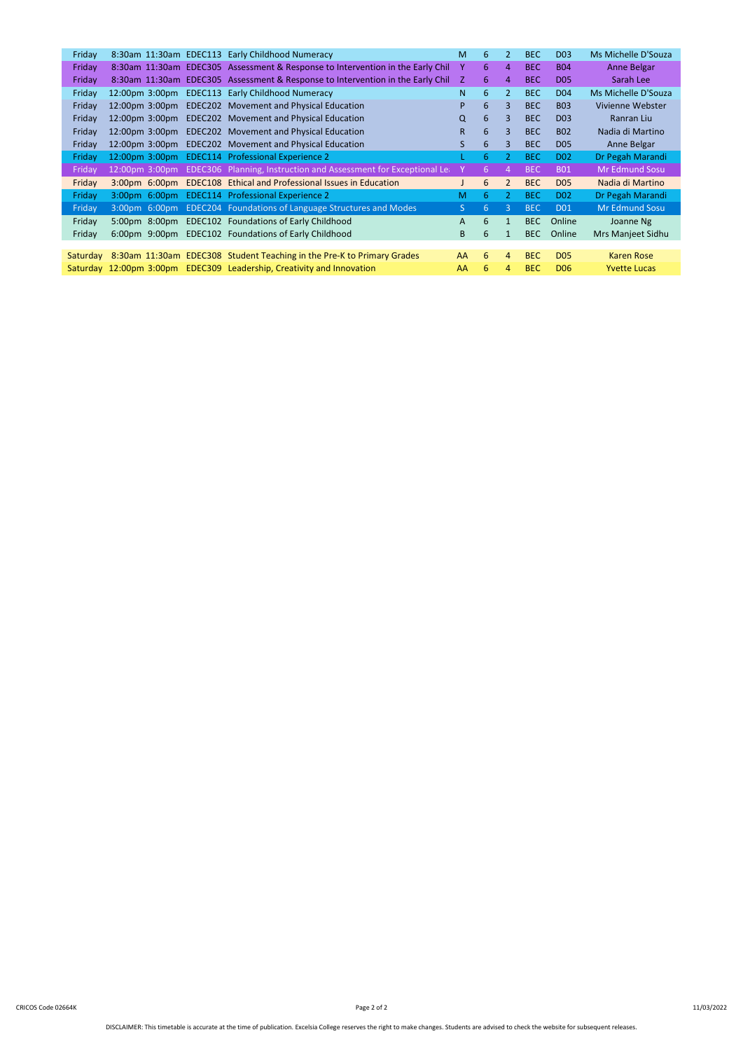| | | | | | | | | | | |
|---|---|---|---|---|---|---|---|---|---|---|
| Friday | 8:30am | 11:30am | EDEC113 | Early Childhood Numeracy | M | 6 | 2 | BEC | D03 | Ms Michelle D'Souza |
| Friday | 8:30am | 11:30am | EDEC305 | Assessment & Response to Intervention in the Early Chil | Y | 6 | 4 | BEC | B04 | Anne Belgar |
| Friday | 8:30am | 11:30am | EDEC305 | Assessment & Response to Intervention in the Early Chil | Z | 6 | 4 | BEC | D05 | Sarah Lee |
| Friday | 12:00pm | 3:00pm | EDEC113 | Early Childhood Numeracy | N | 6 | 2 | BEC | D04 | Ms Michelle D'Souza |
| Friday | 12:00pm | 3:00pm | EDEC202 | Movement and Physical Education | P | 6 | 3 | BEC | B03 | Vivienne Webster |
| Friday | 12:00pm | 3:00pm | EDEC202 | Movement and Physical Education | Q | 6 | 3 | BEC | D03 | Ranran Liu |
| Friday | 12:00pm | 3:00pm | EDEC202 | Movement and Physical Education | R | 6 | 3 | BEC | B02 | Nadia di Martino |
| Friday | 12:00pm | 3:00pm | EDEC202 | Movement and Physical Education | S | 6 | 3 | BEC | D05 | Anne Belgar |
| Friday | 12:00pm | 3:00pm | EDEC114 | Professional Experience 2 | L | 6 | 2 | BEC | D02 | Dr Pegah Marandi |
| Friday | 12:00pm | 3:00pm | EDEC306 | Planning, Instruction and Assessment for Exceptional Le | Y | 6 | 4 | BEC | B01 | Mr Edmund Sosu |
| Friday | 3:00pm | 6:00pm | EDEC108 | Ethical and Professional Issues in Education | J | 6 | 2 | BEC | D05 | Nadia di Martino |
| Friday | 3:00pm | 6:00pm | EDEC114 | Professional Experience 2 | M | 6 | 2 | BEC | D02 | Dr Pegah Marandi |
| Friday | 3:00pm | 6:00pm | EDEC204 | Foundations of Language Structures and Modes | S | 6 | 3 | BEC | D01 | Mr Edmund Sosu |
| Friday | 5:00pm | 8:00pm | EDEC102 | Foundations of Early Childhood | A | 6 | 1 | BEC | Online | Joanne Ng |
| Friday | 6:00pm | 9:00pm | EDEC102 | Foundations of Early Childhood | B | 6 | 1 | BEC | Online | Mrs Manjeet Sidhu |
| | | | | | | | | | | |
| Saturday | 8:30am | 11:30am | EDEC308 | Student Teaching in the Pre-K to Primary Grades | AA | 6 | 4 | BEC | D05 | Karen Rose |
| Saturday | 12:00pm | 3:00pm | EDEC309 | Leadership, Creativity and Innovation | AA | 6 | 4 | BEC | D06 | Yvette Lucas |

CRICOS Code 02664K

11/03/2022

DISCLAIMER: This timetable is accurate at the time of publication. Excelsia College reserves the right to make changes. Students are advised to check the website for subsequent releases.